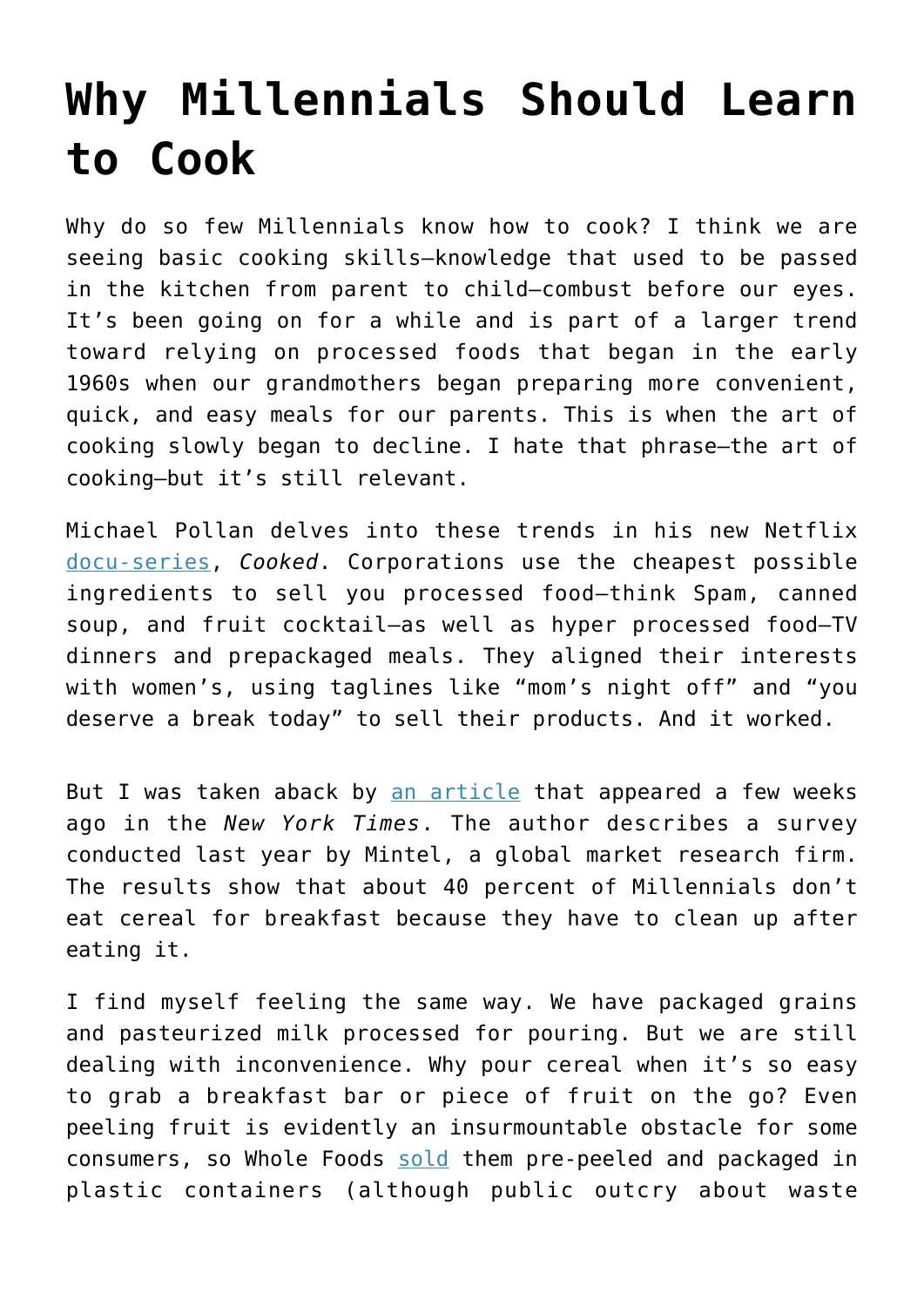# Why Millennials Should Learn to Cook

Why do so few Millennials know how to cook? I think we are seeing basic cooking skills—knowledge that used to be passed in the kitchen from parent to child—combust before our eyes. It's been going on for a while and is part of a larger trend toward relying on processed foods that began in the early 1960s when our grandmothers began preparing more convenient, quick, and easy meals for our parents. This is when the art of cooking slowly began to decline. I hate that phrase—the art of cooking—but it's still relevant.

Michael Pollan delves into these trends in his new Netflix docu-series, *Cooked*. Corporations use the cheapest possible ingredients to sell you processed food—think Spam, canned soup, and fruit cocktail—as well as hyper processed food—TV dinners and prepackaged meals. They aligned their interests with women's, using taglines like "mom's night off" and "you deserve a break today" to sell their products. And it worked.

But I was taken aback by an article that appeared a few weeks ago in the *New York Times*. The author describes a survey conducted last year by Mintel, a global market research firm. The results show that about 40 percent of Millennials don't eat cereal for breakfast because they have to clean up after eating it.

I find myself feeling the same way. We have packaged grains and pasteurized milk processed for pouring. But we are still dealing with inconvenience. Why pour cereal when it's so easy to grab a breakfast bar or piece of fruit on the go? Even peeling fruit is evidently an insurmountable obstacle for some consumers, so Whole Foods sold them pre-peeled and packaged in plastic containers (although public outcry about waste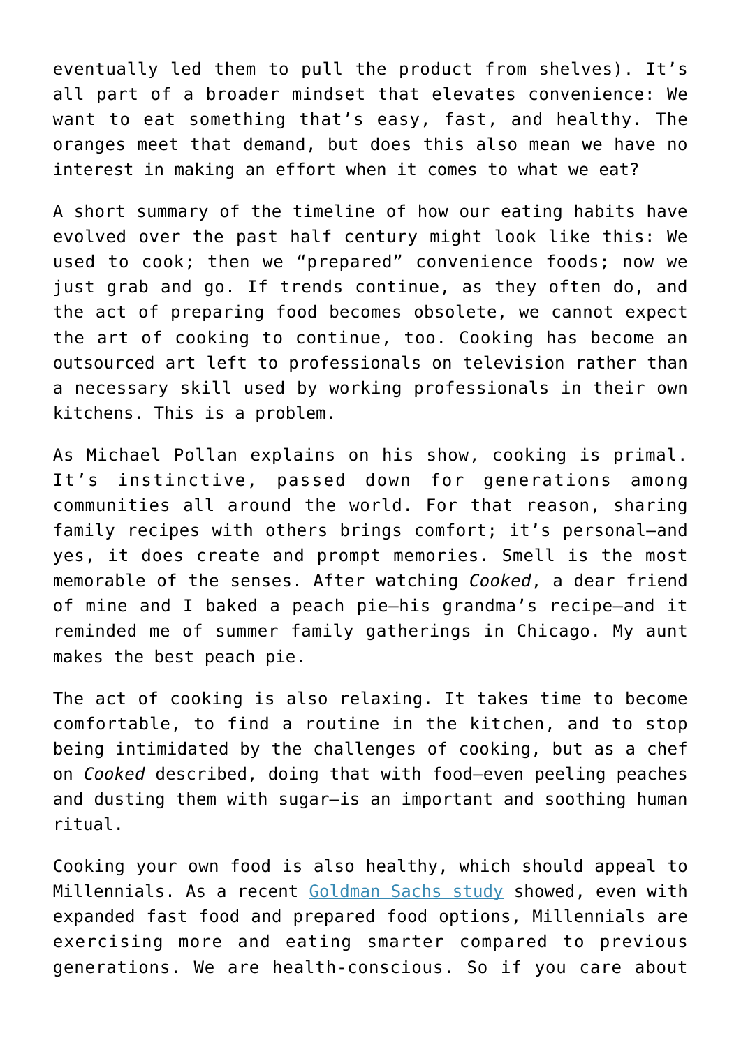eventually led them to pull the product from shelves). It's all part of a broader mindset that elevates convenience: We want to eat something that's easy, fast, and healthy. The oranges meet that demand, but does this also mean we have no interest in making an effort when it comes to what we eat?

A short summary of the timeline of how our eating habits have evolved over the past half century might look like this: We used to cook; then we "prepared" convenience foods; now we just grab and go. If trends continue, as they often do, and the act of preparing food becomes obsolete, we cannot expect the art of cooking to continue, too. Cooking has become an outsourced art left to professionals on television rather than a necessary skill used by working professionals in their own kitchens. This is a problem.

As Michael Pollan explains on his show, cooking is primal. It's instinctive, passed down for generations among communities all around the world. For that reason, sharing family recipes with others brings comfort; it's personal—and yes, it does create and prompt memories. Smell is the most memorable of the senses. After watching *Cooked*, a dear friend of mine and I baked a peach pie—his grandma's recipe—and it reminded me of summer family gatherings in Chicago. My aunt makes the best peach pie.

The act of cooking is also relaxing. It takes time to become comfortable, to find a routine in the kitchen, and to stop being intimidated by the challenges of cooking, but as a chef on *Cooked* described, doing that with food—even peeling peaches and dusting them with sugar—is an important and soothing human ritual.

Cooking your own food is also healthy, which should appeal to Millennials. As a recent Goldman Sachs study showed, even with expanded fast food and prepared food options, Millennials are exercising more and eating smarter compared to previous generations. We are health-conscious. So if you care about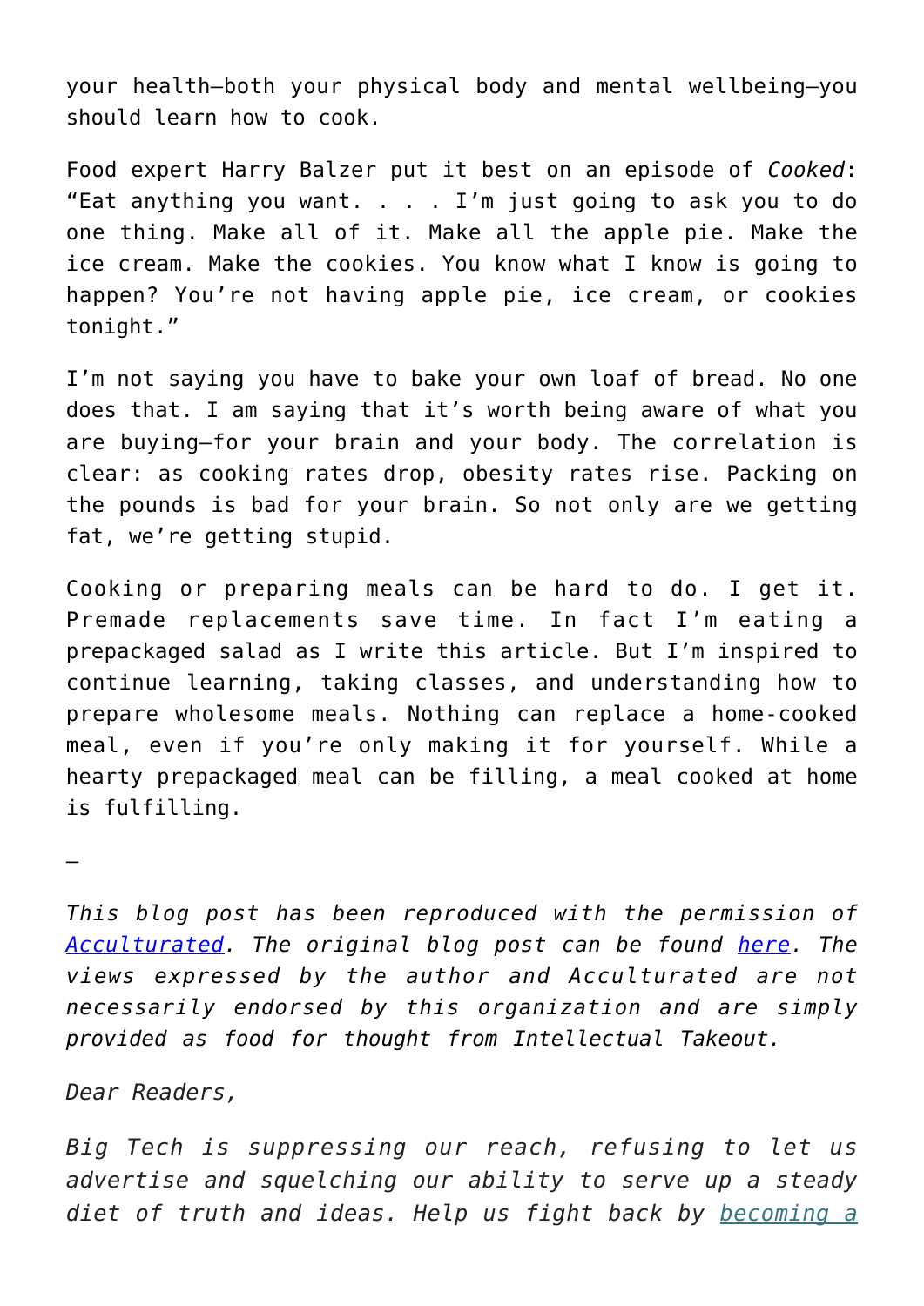your health—both your physical body and mental wellbeing—you should learn how to cook.

Food expert Harry Balzer put it best on an episode of *Cooked*: "Eat anything you want. . . . I'm just going to ask you to do one thing. Make all of it. Make all the apple pie. Make the ice cream. Make the cookies. You know what I know is going to happen? You're not having apple pie, ice cream, or cookies tonight."

I'm not saying you have to bake your own loaf of bread. No one does that. I am saying that it's worth being aware of what you are buying—for your brain and your body. The correlation is clear: as cooking rates drop, obesity rates rise. Packing on the pounds is bad for your brain. So not only are we getting fat, we're getting stupid.

Cooking or preparing meals can be hard to do. I get it. Premade replacements save time. In fact I'm eating a prepackaged salad as I write this article. But I'm inspired to continue learning, taking classes, and understanding how to prepare wholesome meals. Nothing can replace a home-cooked meal, even if you're only making it for yourself. While a hearty prepackaged meal can be filling, a meal cooked at home is fulfilling.

—

*This blog post has been reproduced with the permission of [Acculturated](). The original blog post can be found [here](). The views expressed by the author and Acculturated are not necessarily endorsed by this organization and are simply provided as food for thought from Intellectual Takeout.*

*Dear Readers,*

*Big Tech is suppressing our reach, refusing to let us advertise and squelching our ability to serve up a steady diet of truth and ideas. Help us fight back by [becoming a]()*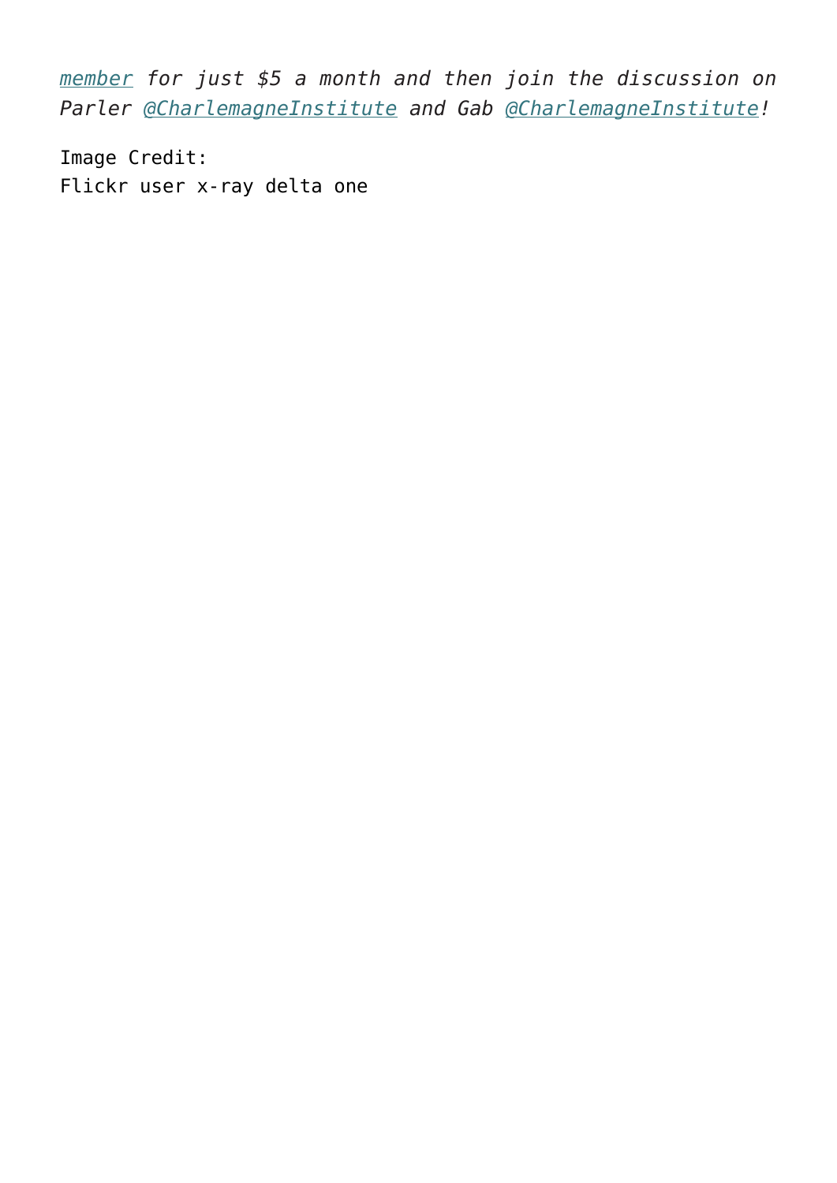*member for just $5 a month and then join the discussion on Parler @CharlemagneInstitute and Gab @CharlemagneInstitute!*

Image Credit:
Flickr user x-ray delta one